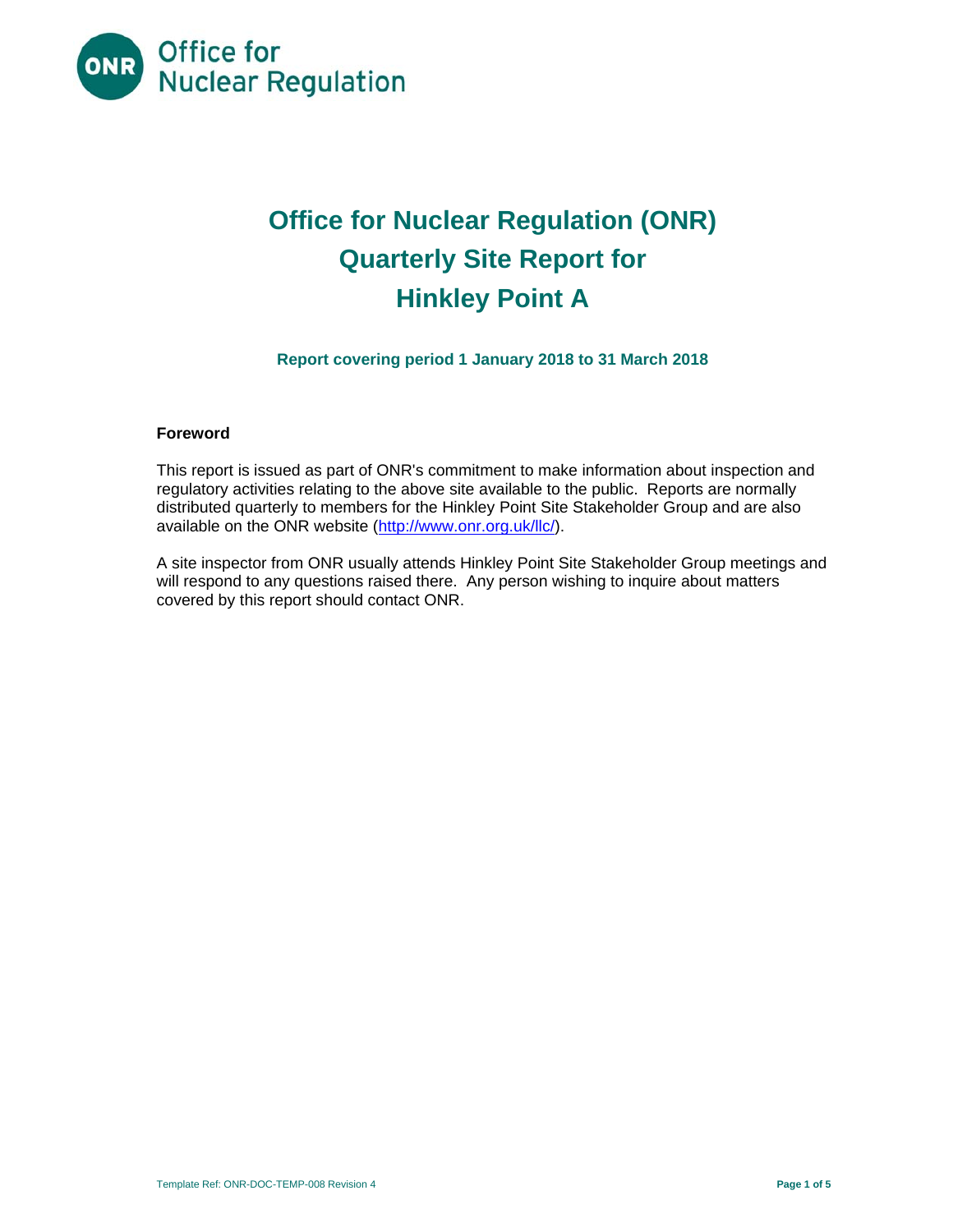# Office for Nuclear Regulation (ONR) Quarterly Site Report for Hinkley Point A

**Report covering period 1 January 2018 to 31 March 2018**

### Foreword

This report is issued as part of ONR's commitment to make information about inspection and regulatory activities relating to the above site available to the public. Reports are normally distributed quarterly to members for the Hinkley Point Site Stakeholder Group and are also available on the ONR website (http://www.onr.org.uk/llc/).

A site inspector from ONR usually attends Hinkley Point Site Stakeholder Group meetings and will respond to any questions raised there. Any person wishing to inquire about matters covered by this report should contact ONR.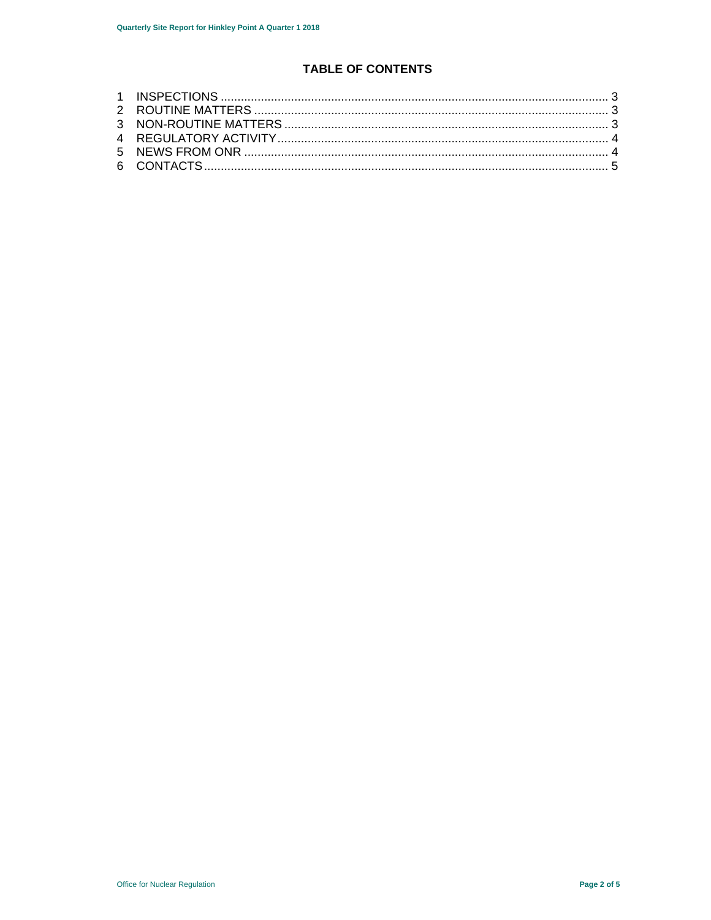## TABLE OF CONTENTS

1 INSPECTIONS ........................................................................................................................ 3
2 ROUTINE MATTERS ............................................................................................................. 3
3 NON-ROUTINE MATTERS ..................................................................................................... 3
4 REGULATORY ACTIVITY ....................................................................................................... 4
5 NEWS FROM ONR ................................................................................................................ 4
6 CONTACTS ............................................................................................................................ 5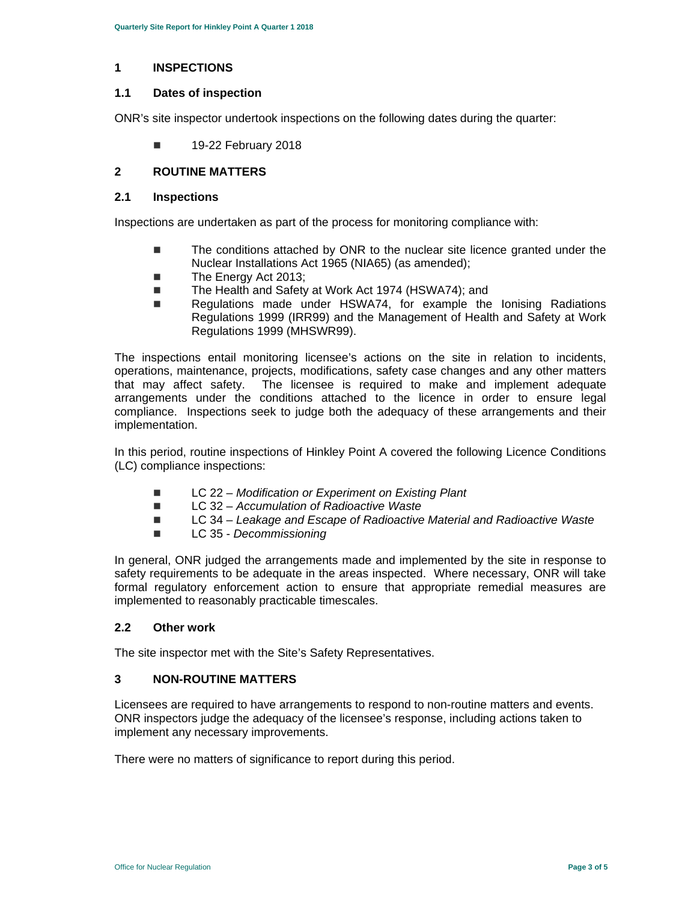# 1 INSPECTIONS

## 1.1 Dates of inspection

ONR's site inspector undertook inspections on the following dates during the quarter:

- 19-22 February 2018

# 2 ROUTINE MATTERS

## 2.1 Inspections

Inspections are undertaken as part of the process for monitoring compliance with:

- The conditions attached by ONR to the nuclear site licence granted under the Nuclear Installations Act 1965 (NIA65) (as amended);
- The Energy Act 2013;
- The Health and Safety at Work Act 1974 (HSWA74); and
- Regulations made under HSWA74, for example the Ionising Radiations Regulations 1999 (IRR99) and the Management of Health and Safety at Work Regulations 1999 (MHSWR99).

The inspections entail monitoring licensee's actions on the site in relation to incidents, operations, maintenance, projects, modifications, safety case changes and any other matters that may affect safety. The licensee is required to make and implement adequate arrangements under the conditions attached to the licence in order to ensure legal compliance. Inspections seek to judge both the adequacy of these arrangements and their implementation.

In this period, routine inspections of Hinkley Point A covered the following Licence Conditions (LC) compliance inspections:

- LC 22 – *Modification or Experiment on Existing Plant*
- LC 32 – *Accumulation of Radioactive Waste*
- LC 34 – *Leakage and Escape of Radioactive Material and Radioactive Waste*
- LC 35 - *Decommissioning*

In general, ONR judged the arrangements made and implemented by the site in response to safety requirements to be adequate in the areas inspected. Where necessary, ONR will take formal regulatory enforcement action to ensure that appropriate remedial measures are implemented to reasonably practicable timescales.

## 2.2 Other work

The site inspector met with the Site's Safety Representatives.

# 3 NON-ROUTINE MATTERS

Licensees are required to have arrangements to respond to non-routine matters and events. ONR inspectors judge the adequacy of the licensee's response, including actions taken to implement any necessary improvements.

There were no matters of significance to report during this period.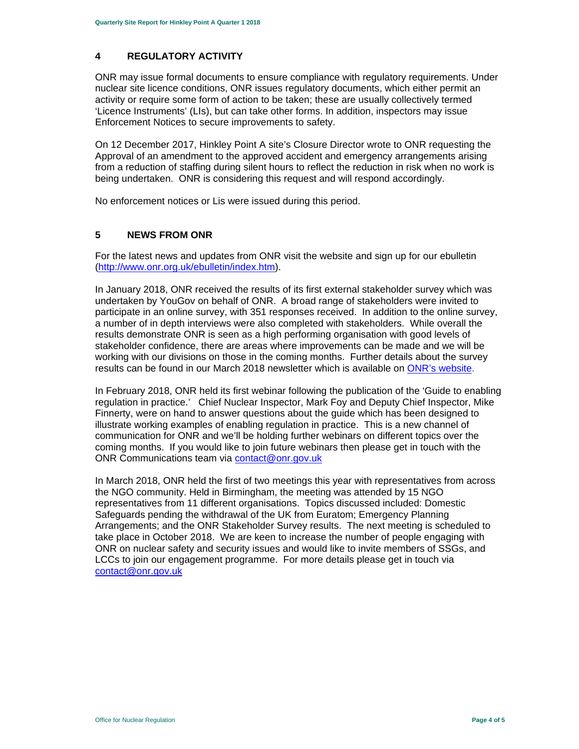## 4 REGULATORY ACTIVITY

ONR may issue formal documents to ensure compliance with regulatory requirements. Under nuclear site licence conditions, ONR issues regulatory documents, which either permit an activity or require some form of action to be taken; these are usually collectively termed 'Licence Instruments' (LIs), but can take other forms. In addition, inspectors may issue Enforcement Notices to secure improvements to safety.

On 12 December 2017, Hinkley Point A site's Closure Director wrote to ONR requesting the Approval of an amendment to the approved accident and emergency arrangements arising from a reduction of staffing during silent hours to reflect the reduction in risk when no work is being undertaken. ONR is considering this request and will respond accordingly.

No enforcement notices or Lis were issued during this period.

## 5 NEWS FROM ONR

For the latest news and updates from ONR visit the website and sign up for our ebulletin (http://www.onr.org.uk/ebulletin/index.htm).

In January 2018, ONR received the results of its first external stakeholder survey which was undertaken by YouGov on behalf of ONR. A broad range of stakeholders were invited to participate in an online survey, with 351 responses received. In addition to the online survey, a number of in depth interviews were also completed with stakeholders. While overall the results demonstrate ONR is seen as a high performing organisation with good levels of stakeholder confidence, there are areas where improvements can be made and we will be working with our divisions on those in the coming months. Further details about the survey results can be found in our March 2018 newsletter which is available on ONR's website.

In February 2018, ONR held its first webinar following the publication of the 'Guide to enabling regulation in practice.' Chief Nuclear Inspector, Mark Foy and Deputy Chief Inspector, Mike Finnerty, were on hand to answer questions about the guide which has been designed to illustrate working examples of enabling regulation in practice. This is a new channel of communication for ONR and we'll be holding further webinars on different topics over the coming months. If you would like to join future webinars then please get in touch with the ONR Communications team via contact@onr.gov.uk

In March 2018, ONR held the first of two meetings this year with representatives from across the NGO community. Held in Birmingham, the meeting was attended by 15 NGO representatives from 11 different organisations. Topics discussed included: Domestic Safeguards pending the withdrawal of the UK from Euratom; Emergency Planning Arrangements; and the ONR Stakeholder Survey results. The next meeting is scheduled to take place in October 2018. We are keen to increase the number of people engaging with ONR on nuclear safety and security issues and would like to invite members of SSGs, and LCCs to join our engagement programme. For more details please get in touch via contact@onr.gov.uk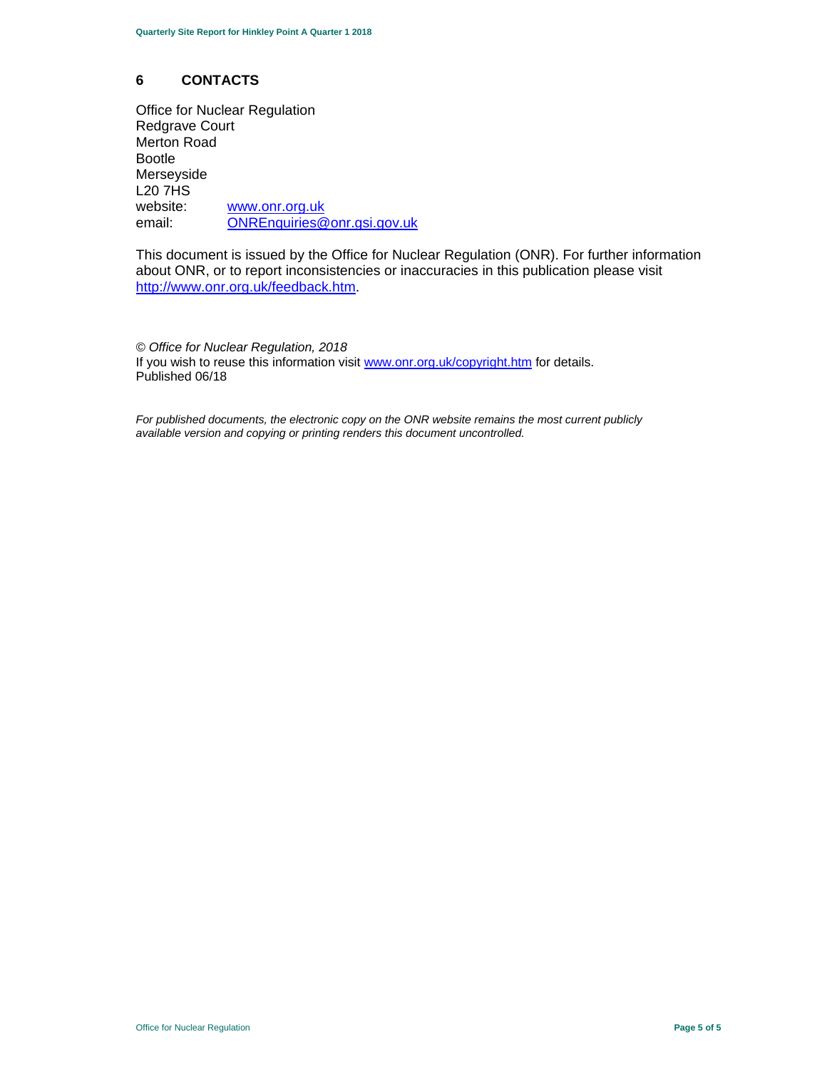## 6 CONTACTS

Office for Nuclear Regulation
Redgrave Court
Merton Road
Bootle
Merseyside
L20 7HS
website: www.onr.org.uk
email: ONREnquiries@onr.gsi.gov.uk

This document is issued by the Office for Nuclear Regulation (ONR). For further information about ONR, or to report inconsistencies or inaccuracies in this publication please visit http://www.onr.org.uk/feedback.htm.

*© Office for Nuclear Regulation, 2018*
If you wish to reuse this information visit www.onr.org.uk/copyright.htm for details.
Published 06/18

*For published documents, the electronic copy on the ONR website remains the most current publicly available version and copying or printing renders this document uncontrolled.*